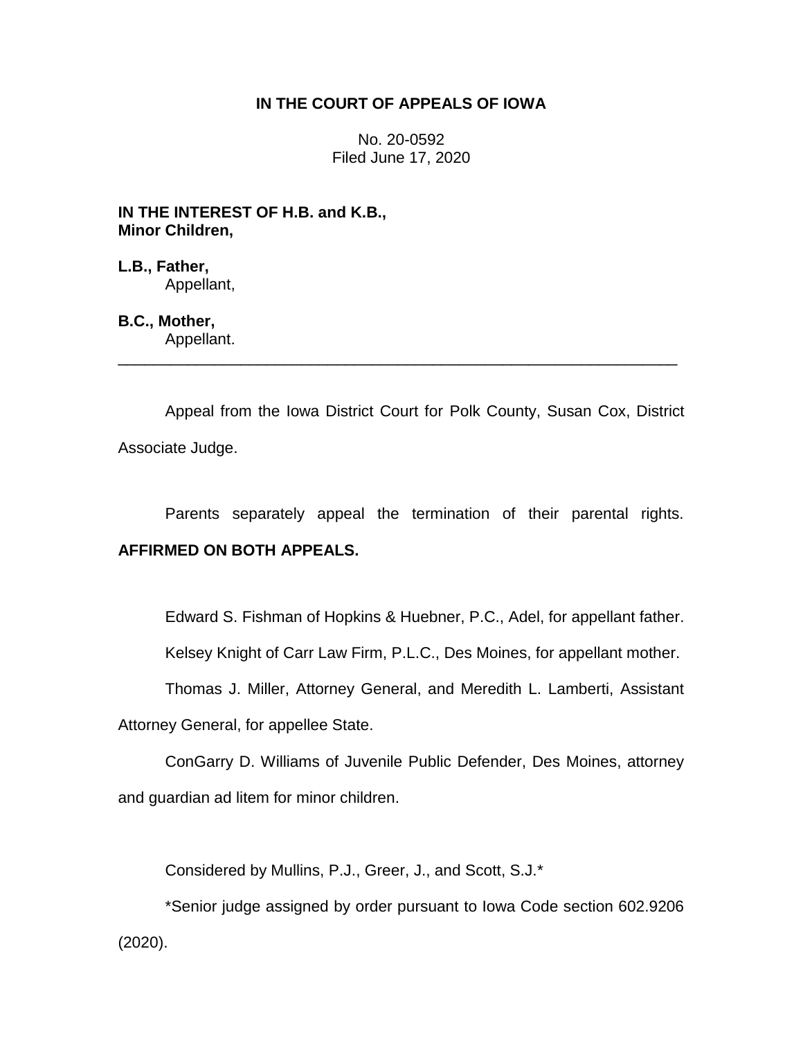**IN THE COURT OF APPEALS OF IOWA**

No. 20-0592
Filed June 17, 2020

**IN THE INTEREST OF H.B. and K.B., Minor Children,**

**L.B., Father,**
Appellant,

**B.C., Mother,**
Appellant.

---

Appeal from the Iowa District Court for Polk County, Susan Cox, District Associate Judge.

Parents separately appeal the termination of their parental rights. **AFFIRMED ON BOTH APPEALS.**

Edward S. Fishman of Hopkins & Huebner, P.C., Adel, for appellant father.

Kelsey Knight of Carr Law Firm, P.L.C., Des Moines, for appellant mother.

Thomas J. Miller, Attorney General, and Meredith L. Lamberti, Assistant Attorney General, for appellee State.

ConGarry D. Williams of Juvenile Public Defender, Des Moines, attorney and guardian ad litem for minor children.

Considered by Mullins, P.J., Greer, J., and Scott, S.J.*

*Senior judge assigned by order pursuant to Iowa Code section 602.9206 (2020).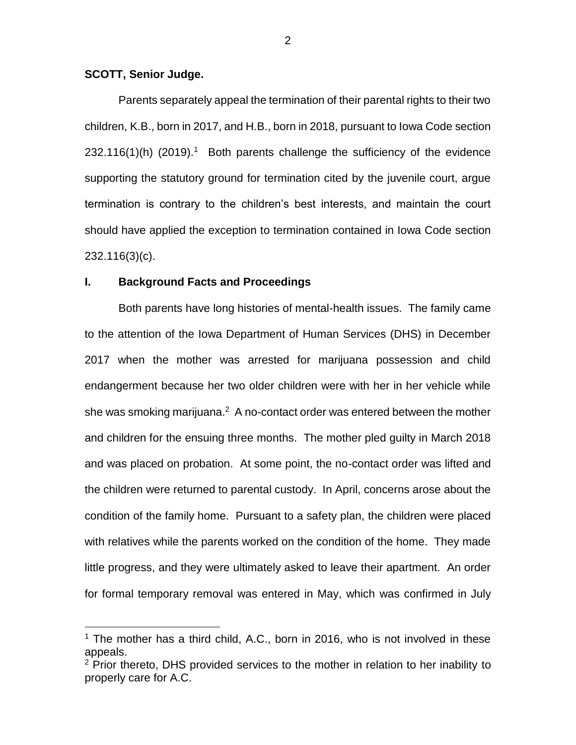**SCOTT, Senior Judge.**

Parents separately appeal the termination of their parental rights to their two children, K.B., born in 2017, and H.B., born in 2018, pursuant to Iowa Code section 232.116(1)(h) (2019).[1] Both parents challenge the sufficiency of the evidence supporting the statutory ground for termination cited by the juvenile court, argue termination is contrary to the children's best interests, and maintain the court should have applied the exception to termination contained in Iowa Code section 232.116(3)(c).

## I. Background Facts and Proceedings

Both parents have long histories of mental-health issues. The family came to the attention of the Iowa Department of Human Services (DHS) in December 2017 when the mother was arrested for marijuana possession and child endangerment because her two older children were with her in her vehicle while she was smoking marijuana.[2] A no-contact order was entered between the mother and children for the ensuing three months. The mother pled guilty in March 2018 and was placed on probation. At some point, the no-contact order was lifted and the children were returned to parental custody. In April, concerns arose about the condition of the family home. Pursuant to a safety plan, the children were placed with relatives while the parents worked on the condition of the home. They made little progress, and they were ultimately asked to leave their apartment. An order for formal temporary removal was entered in May, which was confirmed in July

---

[1] The mother has a third child, A.C., born in 2016, who is not involved in these appeals.

[2] Prior thereto, DHS provided services to the mother in relation to her inability to properly care for A.C.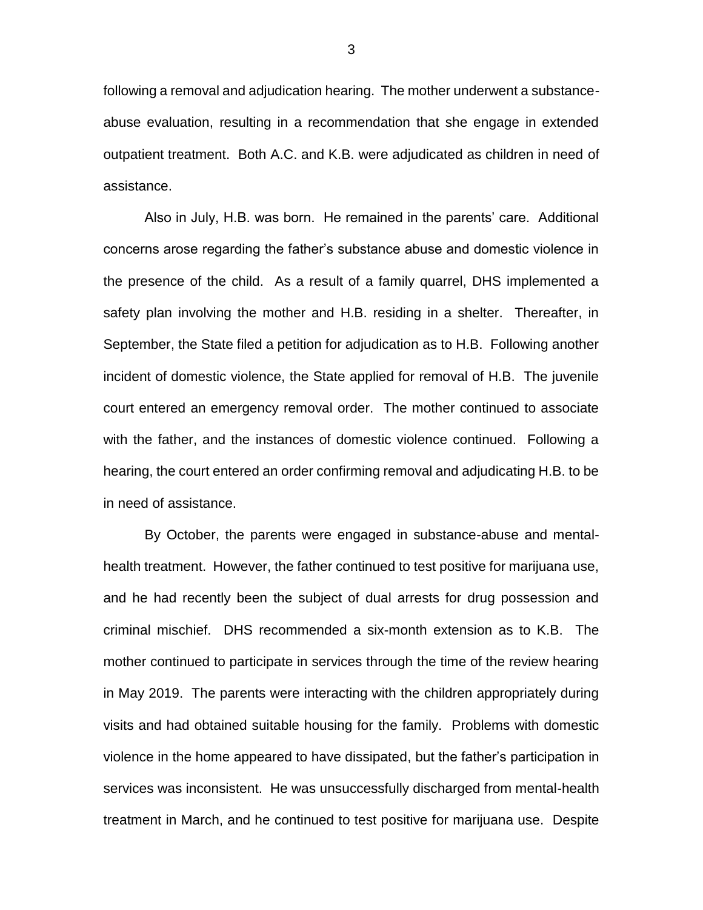following a removal and adjudication hearing. The mother underwent a substance-abuse evaluation, resulting in a recommendation that she engage in extended outpatient treatment. Both A.C. and K.B. were adjudicated as children in need of assistance.

Also in July, H.B. was born. He remained in the parents' care. Additional concerns arose regarding the father's substance abuse and domestic violence in the presence of the child. As a result of a family quarrel, DHS implemented a safety plan involving the mother and H.B. residing in a shelter. Thereafter, in September, the State filed a petition for adjudication as to H.B. Following another incident of domestic violence, the State applied for removal of H.B. The juvenile court entered an emergency removal order. The mother continued to associate with the father, and the instances of domestic violence continued. Following a hearing, the court entered an order confirming removal and adjudicating H.B. to be in need of assistance.

By October, the parents were engaged in substance-abuse and mental-health treatment. However, the father continued to test positive for marijuana use, and he had recently been the subject of dual arrests for drug possession and criminal mischief. DHS recommended a six-month extension as to K.B. The mother continued to participate in services through the time of the review hearing in May 2019. The parents were interacting with the children appropriately during visits and had obtained suitable housing for the family. Problems with domestic violence in the home appeared to have dissipated, but the father's participation in services was inconsistent. He was unsuccessfully discharged from mental-health treatment in March, and he continued to test positive for marijuana use. Despite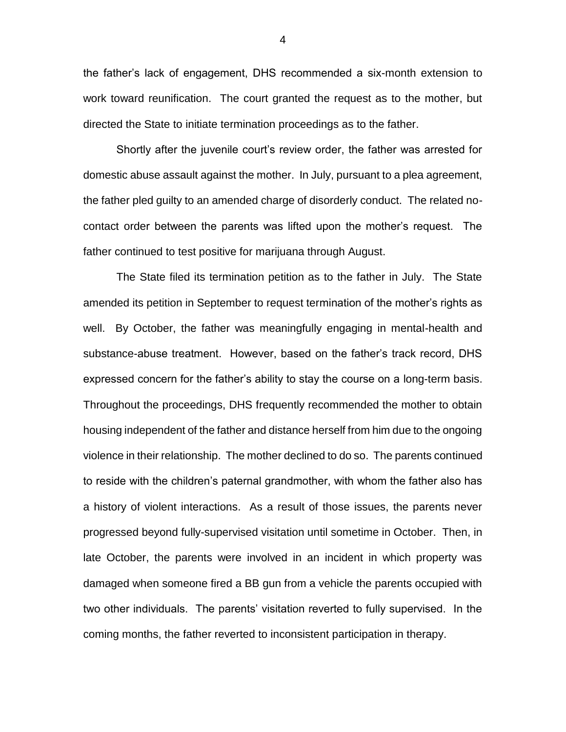the father's lack of engagement, DHS recommended a six-month extension to work toward reunification. The court granted the request as to the mother, but directed the State to initiate termination proceedings as to the father.

Shortly after the juvenile court's review order, the father was arrested for domestic abuse assault against the mother. In July, pursuant to a plea agreement, the father pled guilty to an amended charge of disorderly conduct. The related no-contact order between the parents was lifted upon the mother's request. The father continued to test positive for marijuana through August.

The State filed its termination petition as to the father in July. The State amended its petition in September to request termination of the mother's rights as well. By October, the father was meaningfully engaging in mental-health and substance-abuse treatment. However, based on the father's track record, DHS expressed concern for the father's ability to stay the course on a long-term basis. Throughout the proceedings, DHS frequently recommended the mother to obtain housing independent of the father and distance herself from him due to the ongoing violence in their relationship. The mother declined to do so. The parents continued to reside with the children's paternal grandmother, with whom the father also has a history of violent interactions. As a result of those issues, the parents never progressed beyond fully-supervised visitation until sometime in October. Then, in late October, the parents were involved in an incident in which property was damaged when someone fired a BB gun from a vehicle the parents occupied with two other individuals. The parents' visitation reverted to fully supervised. In the coming months, the father reverted to inconsistent participation in therapy.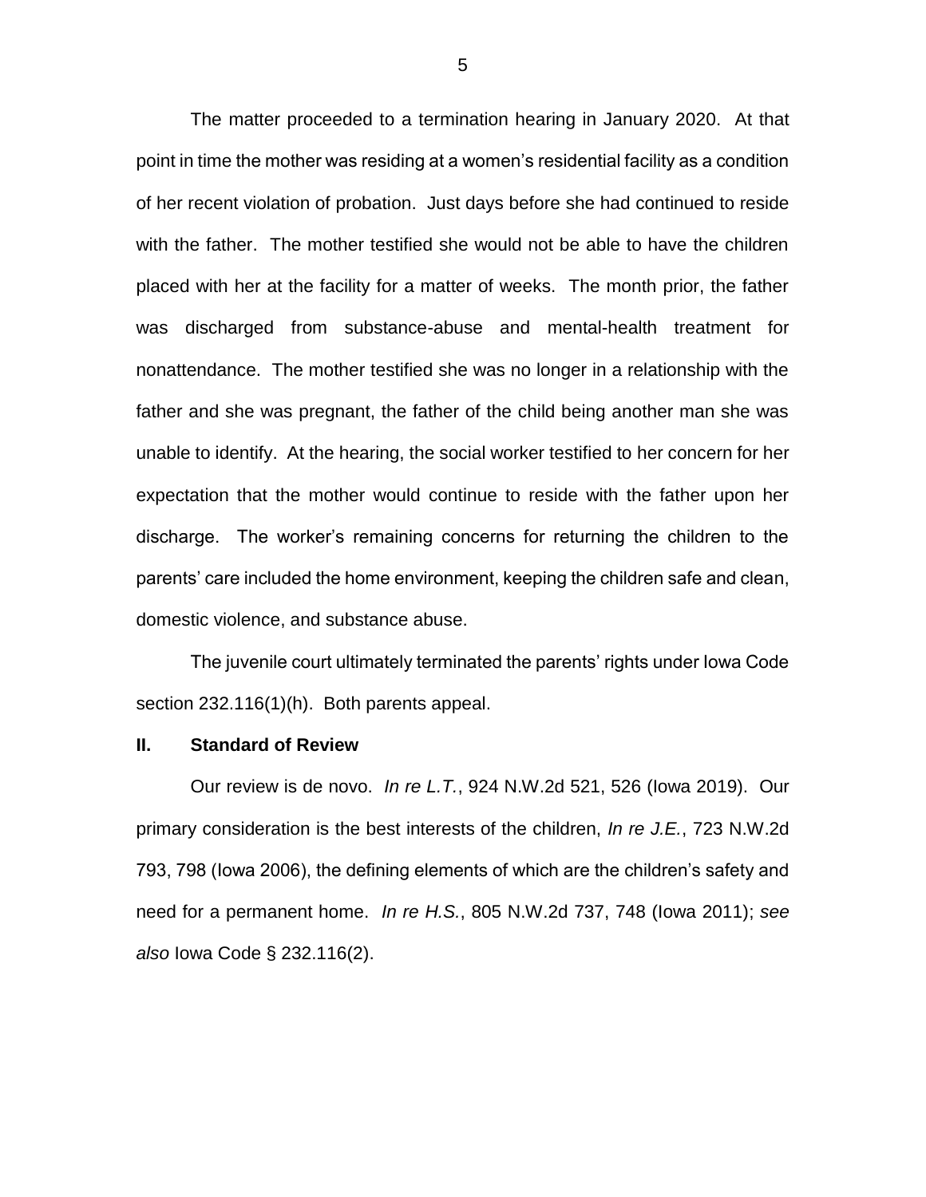The matter proceeded to a termination hearing in January 2020. At that point in time the mother was residing at a women's residential facility as a condition of her recent violation of probation. Just days before she had continued to reside with the father. The mother testified she would not be able to have the children placed with her at the facility for a matter of weeks. The month prior, the father was discharged from substance-abuse and mental-health treatment for nonattendance. The mother testified she was no longer in a relationship with the father and she was pregnant, the father of the child being another man she was unable to identify. At the hearing, the social worker testified to her concern for her expectation that the mother would continue to reside with the father upon her discharge. The worker's remaining concerns for returning the children to the parents' care included the home environment, keeping the children safe and clean, domestic violence, and substance abuse.

The juvenile court ultimately terminated the parents' rights under Iowa Code section 232.116(1)(h). Both parents appeal.

## II. Standard of Review

Our review is de novo. *In re L.T.*, 924 N.W.2d 521, 526 (Iowa 2019). Our primary consideration is the best interests of the children, *In re J.E.*, 723 N.W.2d 793, 798 (Iowa 2006), the defining elements of which are the children's safety and need for a permanent home. *In re H.S.*, 805 N.W.2d 737, 748 (Iowa 2011); *see also* Iowa Code § 232.116(2).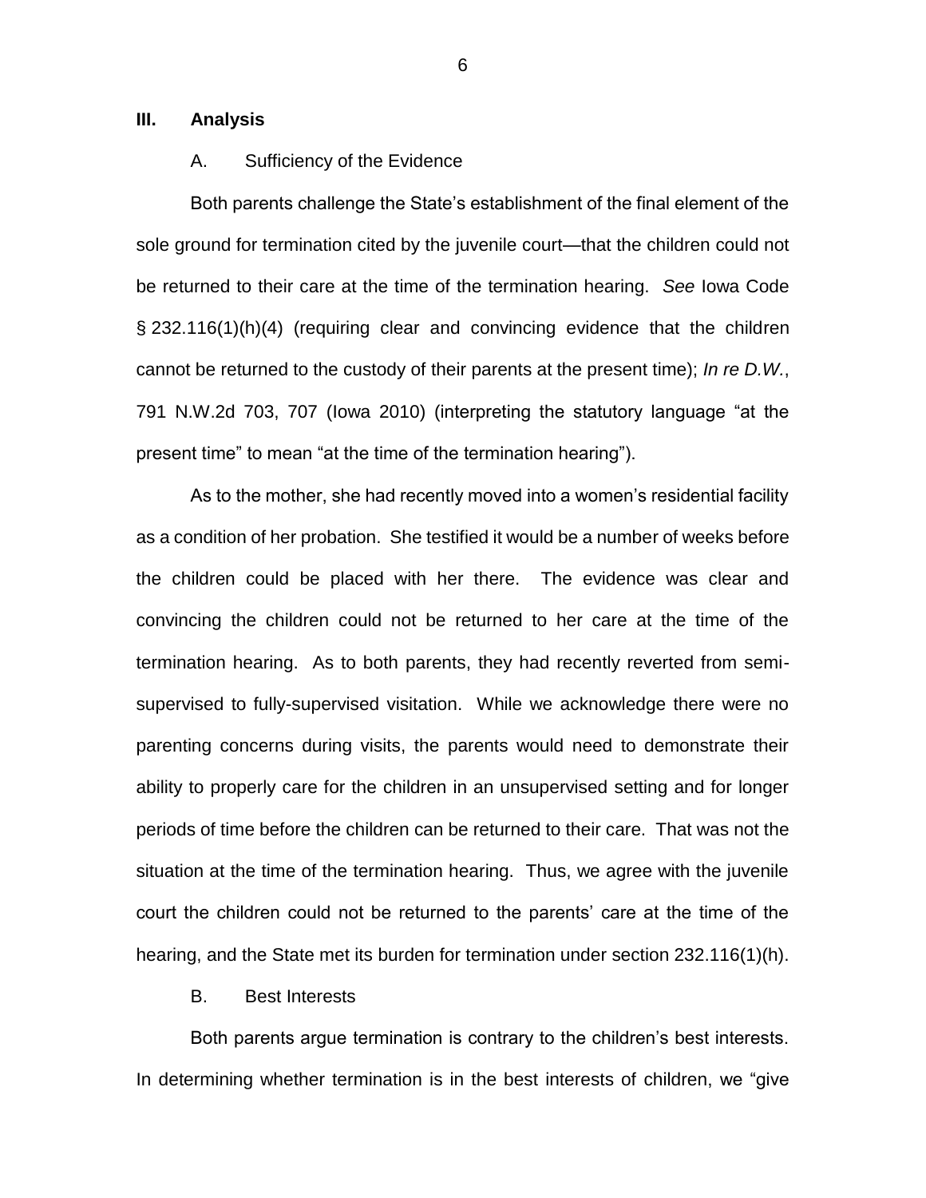## III. Analysis

### A. Sufficiency of the Evidence

Both parents challenge the State's establishment of the final element of the sole ground for termination cited by the juvenile court—that the children could not be returned to their care at the time of the termination hearing. *See* Iowa Code § 232.116(1)(h)(4) (requiring clear and convincing evidence that the children cannot be returned to the custody of their parents at the present time); *In re D.W.*, 791 N.W.2d 703, 707 (Iowa 2010) (interpreting the statutory language "at the present time" to mean "at the time of the termination hearing").

As to the mother, she had recently moved into a women's residential facility as a condition of her probation. She testified it would be a number of weeks before the children could be placed with her there. The evidence was clear and convincing the children could not be returned to her care at the time of the termination hearing. As to both parents, they had recently reverted from semi-supervised to fully-supervised visitation. While we acknowledge there were no parenting concerns during visits, the parents would need to demonstrate their ability to properly care for the children in an unsupervised setting and for longer periods of time before the children can be returned to their care. That was not the situation at the time of the termination hearing. Thus, we agree with the juvenile court the children could not be returned to the parents' care at the time of the hearing, and the State met its burden for termination under section 232.116(1)(h).

### B. Best Interests

Both parents argue termination is contrary to the children's best interests. In determining whether termination is in the best interests of children, we "give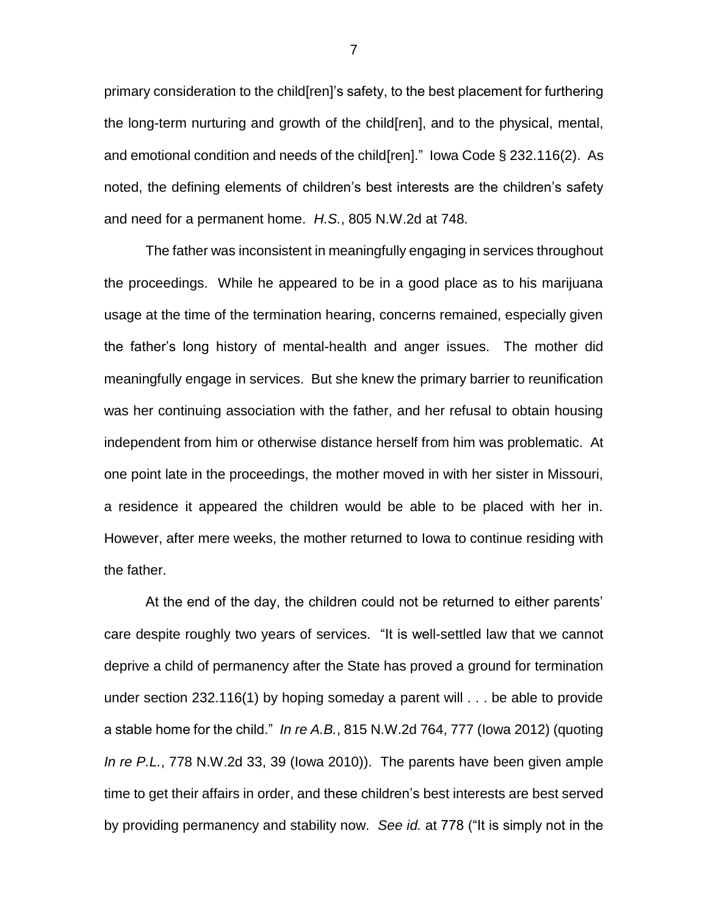primary consideration to the child[ren]'s safety, to the best placement for furthering the long-term nurturing and growth of the child[ren], and to the physical, mental, and emotional condition and needs of the child[ren]." Iowa Code § 232.116(2). As noted, the defining elements of children's best interests are the children's safety and need for a permanent home. *H.S.*, 805 N.W.2d at 748.

The father was inconsistent in meaningfully engaging in services throughout the proceedings. While he appeared to be in a good place as to his marijuana usage at the time of the termination hearing, concerns remained, especially given the father's long history of mental-health and anger issues. The mother did meaningfully engage in services. But she knew the primary barrier to reunification was her continuing association with the father, and her refusal to obtain housing independent from him or otherwise distance herself from him was problematic. At one point late in the proceedings, the mother moved in with her sister in Missouri, a residence it appeared the children would be able to be placed with her in. However, after mere weeks, the mother returned to Iowa to continue residing with the father.

At the end of the day, the children could not be returned to either parents' care despite roughly two years of services. "It is well-settled law that we cannot deprive a child of permanency after the State has proved a ground for termination under section 232.116(1) by hoping someday a parent will . . . be able to provide a stable home for the child." *In re A.B.*, 815 N.W.2d 764, 777 (Iowa 2012) (quoting *In re P.L.*, 778 N.W.2d 33, 39 (Iowa 2010)). The parents have been given ample time to get their affairs in order, and these children's best interests are best served by providing permanency and stability now. *See id.* at 778 ("It is simply not in the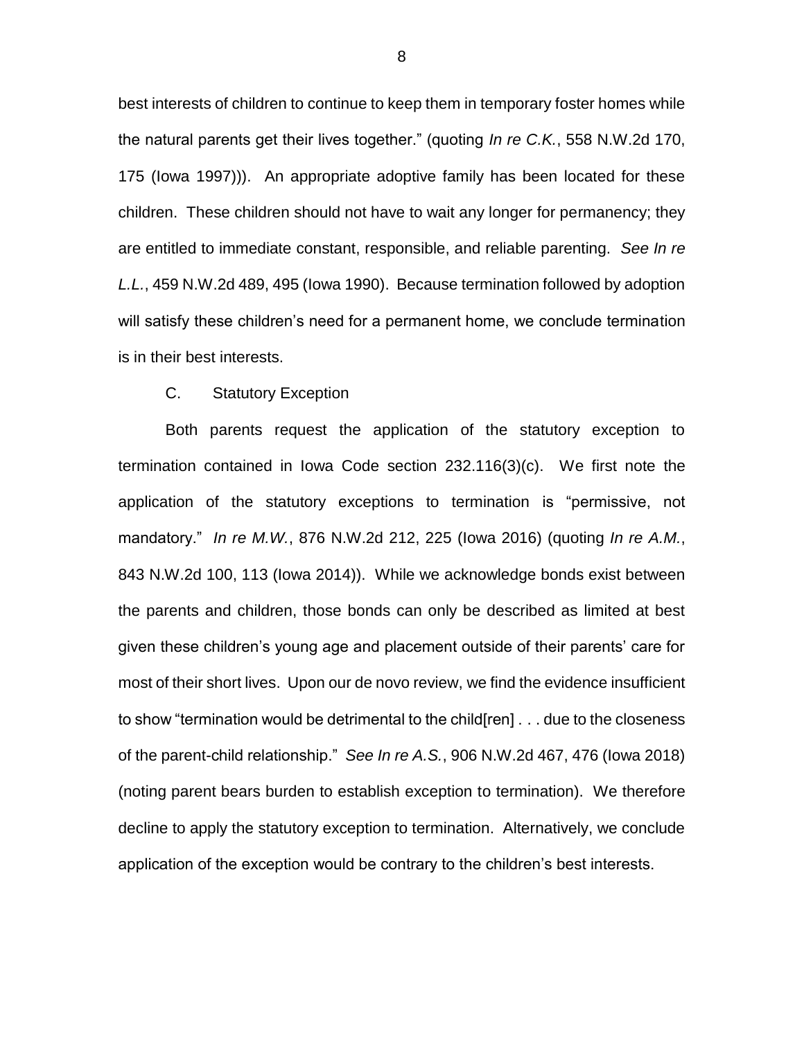best interests of children to continue to keep them in temporary foster homes while the natural parents get their lives together." (quoting *In re C.K.*, 558 N.W.2d 170, 175 (Iowa 1997))). An appropriate adoptive family has been located for these children. These children should not have to wait any longer for permanency; they are entitled to immediate constant, responsible, and reliable parenting. *See In re L.L.*, 459 N.W.2d 489, 495 (Iowa 1990). Because termination followed by adoption will satisfy these children's need for a permanent home, we conclude termination is in their best interests.

C. Statutory Exception

Both parents request the application of the statutory exception to termination contained in Iowa Code section 232.116(3)(c). We first note the application of the statutory exceptions to termination is "permissive, not mandatory." *In re M.W.*, 876 N.W.2d 212, 225 (Iowa 2016) (quoting *In re A.M.*, 843 N.W.2d 100, 113 (Iowa 2014)). While we acknowledge bonds exist between the parents and children, those bonds can only be described as limited at best given these children's young age and placement outside of their parents' care for most of their short lives. Upon our de novo review, we find the evidence insufficient to show "termination would be detrimental to the child[ren] . . . due to the closeness of the parent-child relationship." *See In re A.S.*, 906 N.W.2d 467, 476 (Iowa 2018) (noting parent bears burden to establish exception to termination). We therefore decline to apply the statutory exception to termination. Alternatively, we conclude application of the exception would be contrary to the children's best interests.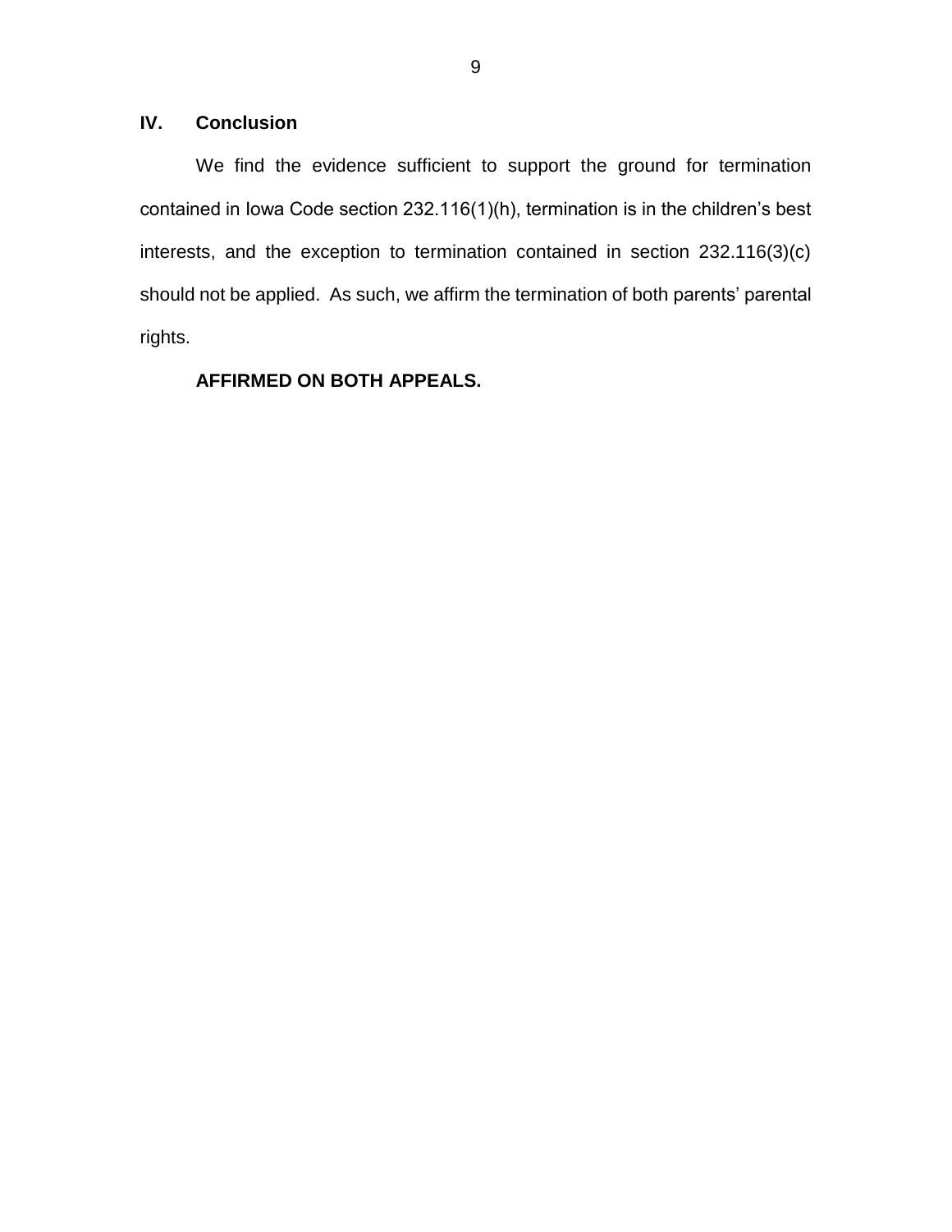## IV. Conclusion

We find the evidence sufficient to support the ground for termination contained in Iowa Code section 232.116(1)(h), termination is in the children's best interests, and the exception to termination contained in section 232.116(3)(c) should not be applied. As such, we affirm the termination of both parents' parental rights.

**AFFIRMED ON BOTH APPEALS.**